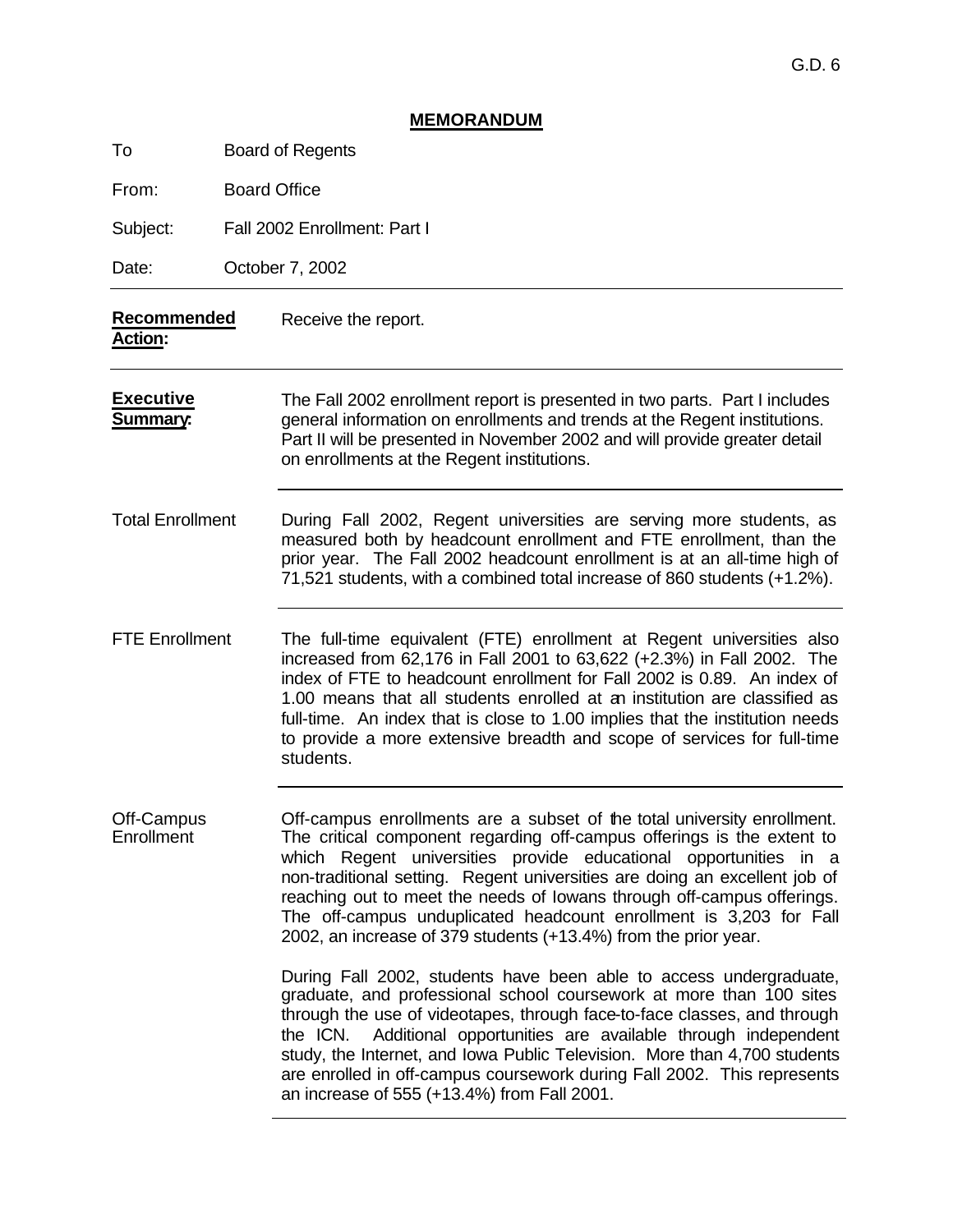G.D. 6

# MEMORANDUM

To Board of Regents

From: Board Office

Subject: Fall 2002 Enrollment: Part I

Date: October 7, 2002

---

**Recommended Action:** Receive the report.

---

**Executive Summary:** The Fall 2002 enrollment report is presented in two parts. Part I includes general information on enrollments and trends at the Regent institutions. Part II will be presented in November 2002 and will provide greater detail on enrollments at the Regent institutions.

---

Total Enrollment

During Fall 2002, Regent universities are serving more students, as measured both by headcount enrollment and FTE enrollment, than the prior year. The Fall 2002 headcount enrollment is at an all-time high of 71,521 students, with a combined total increase of 860 students (+1.2%).

---

FTE Enrollment

The full-time equivalent (FTE) enrollment at Regent universities also increased from 62,176 in Fall 2001 to 63,622 (+2.3%) in Fall 2002. The index of FTE to headcount enrollment for Fall 2002 is 0.89. An index of 1.00 means that all students enrolled at an institution are classified as full-time. An index that is close to 1.00 implies that the institution needs to provide a more extensive breadth and scope of services for full-time students.

---

Off-Campus Enrollment

Off-campus enrollments are a subset of the total university enrollment. The critical component regarding off-campus offerings is the extent to which Regent universities provide educational opportunities in a non-traditional setting. Regent universities are doing an excellent job of reaching out to meet the needs of Iowans through off-campus offerings. The off-campus unduplicated headcount enrollment is 3,203 for Fall 2002, an increase of 379 students (+13.4%) from the prior year.

During Fall 2002, students have been able to access undergraduate, graduate, and professional school coursework at more than 100 sites through the use of videotapes, through face-to-face classes, and through the ICN. Additional opportunities are available through independent study, the Internet, and Iowa Public Television. More than 4,700 students are enrolled in off-campus coursework during Fall 2002. This represents an increase of 555 (+13.4%) from Fall 2001.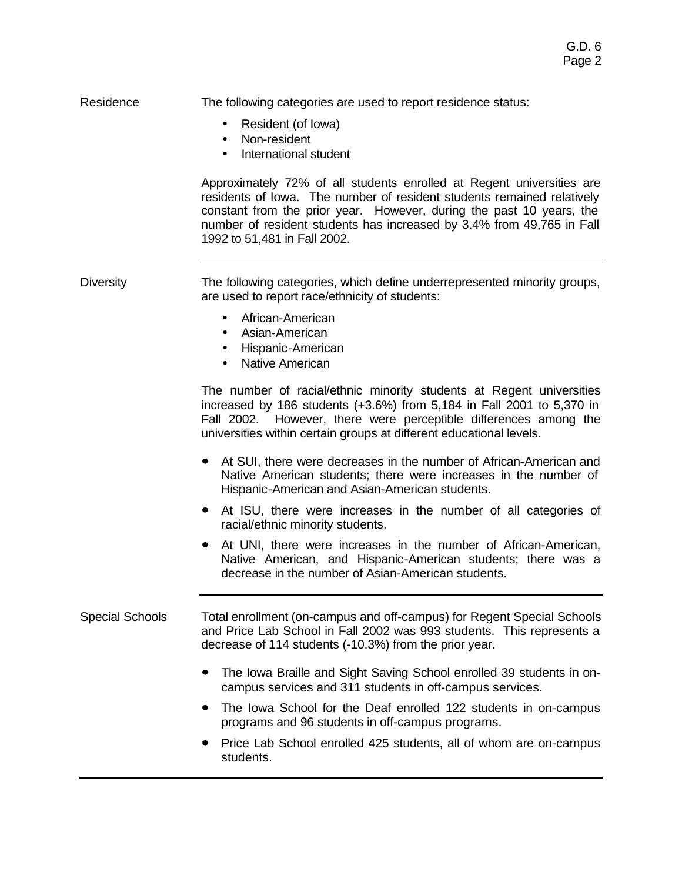## Residence

The following categories are used to report residence status:

- Resident (of Iowa)
- Non-resident
- International student

Approximately 72% of all students enrolled at Regent universities are residents of Iowa. The number of resident students remained relatively constant from the prior year. However, during the past 10 years, the number of resident students has increased by 3.4% from 49,765 in Fall 1992 to 51,481 in Fall 2002.

---

## Diversity

The following categories, which define underrepresented minority groups, are used to report race/ethnicity of students:

- African-American
- Asian-American
- Hispanic-American
- Native American

The number of racial/ethnic minority students at Regent universities increased by 186 students (+3.6%) from 5,184 in Fall 2001 to 5,370 in Fall 2002. However, there were perceptible differences among the universities within certain groups at different educational levels.

- At SUI, there were decreases in the number of African-American and Native American students; there were increases in the number of Hispanic-American and Asian-American students.
- At ISU, there were increases in the number of all categories of racial/ethnic minority students.
- At UNI, there were increases in the number of African-American, Native American, and Hispanic-American students; there was a decrease in the number of Asian-American students.

---

## Special Schools

Total enrollment (on-campus and off-campus) for Regent Special Schools and Price Lab School in Fall 2002 was 993 students. This represents a decrease of 114 students (-10.3%) from the prior year.

- The Iowa Braille and Sight Saving School enrolled 39 students in on-campus services and 311 students in off-campus services.
- The Iowa School for the Deaf enrolled 122 students in on-campus programs and 96 students in off-campus programs.
- Price Lab School enrolled 425 students, all of whom are on-campus students.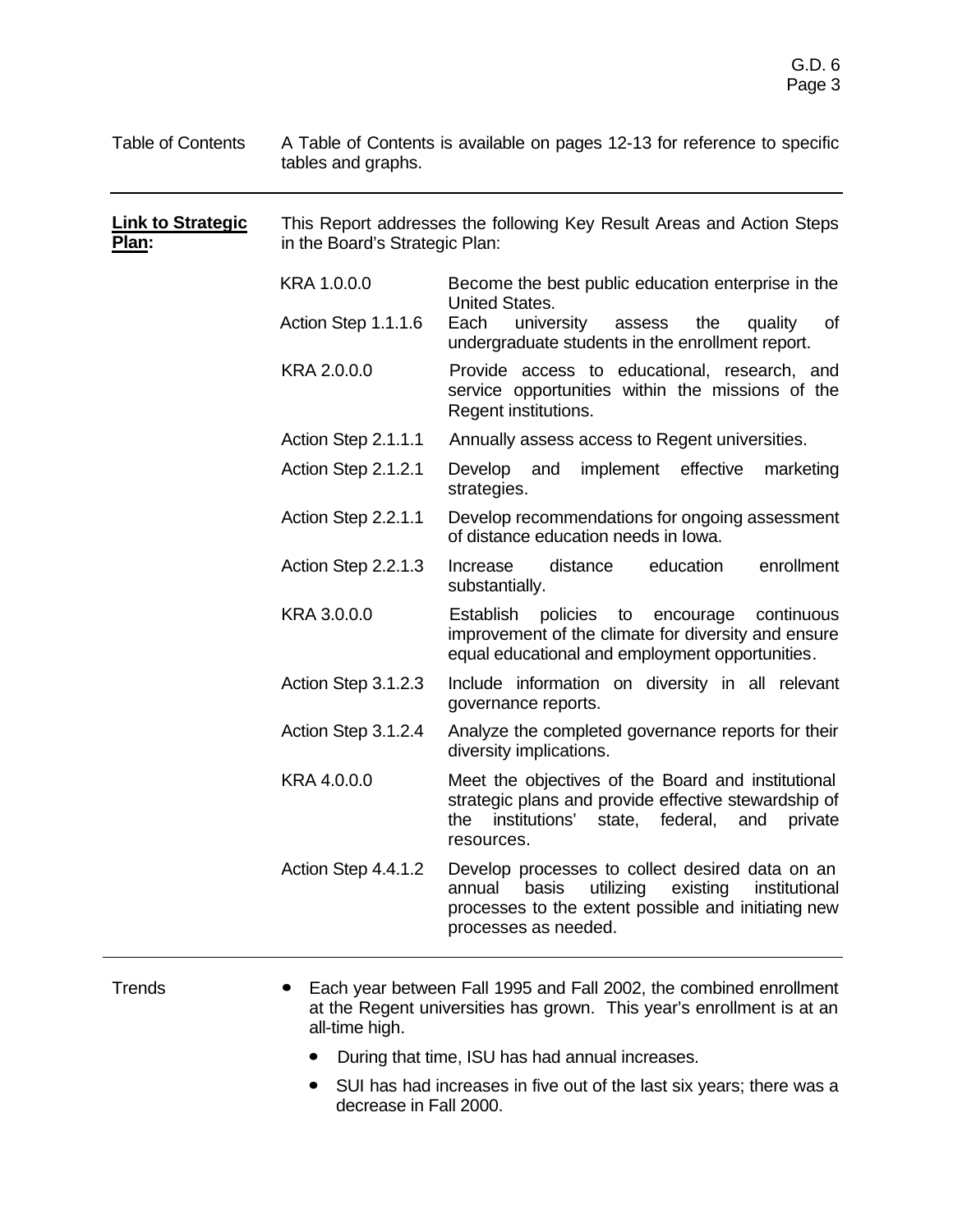Table of Contents — A Table of Contents is available on pages 12-13 for reference to specific tables and graphs.

---

**Link to Strategic Plan:** This Report addresses the following Key Result Areas and Action Steps in the Board's Strategic Plan:

| | |
|---|---|
| KRA 1.0.0.0 | Become the best public education enterprise in the United States. |
| Action Step 1.1.1.6 | Each university assess the quality of undergraduate students in the enrollment report. |
| KRA 2.0.0.0 | Provide access to educational, research, and service opportunities within the missions of the Regent institutions. |
| Action Step 2.1.1.1 | Annually assess access to Regent universities. |
| Action Step 2.1.2.1 | Develop and implement effective marketing strategies. |
| Action Step 2.2.1.1 | Develop recommendations for ongoing assessment of distance education needs in Iowa. |
| Action Step 2.2.1.3 | Increase distance education enrollment substantially. |
| KRA 3.0.0.0 | Establish policies to encourage continuous improvement of the climate for diversity and ensure equal educational and employment opportunities. |
| Action Step 3.1.2.3 | Include information on diversity in all relevant governance reports. |
| Action Step 3.1.2.4 | Analyze the completed governance reports for their diversity implications. |
| KRA 4.0.0.0 | Meet the objectives of the Board and institutional strategic plans and provide effective stewardship of the institutions' state, federal, and private resources. |
| Action Step 4.4.1.2 | Develop processes to collect desired data on an annual basis utilizing existing institutional processes to the extent possible and initiating new processes as needed. |

---

Trends

- Each year between Fall 1995 and Fall 2002, the combined enrollment at the Regent universities has grown. This year's enrollment is at an all-time high.
  - During that time, ISU has had annual increases.
  - SUI has had increases in five out of the last six years; there was a decrease in Fall 2000.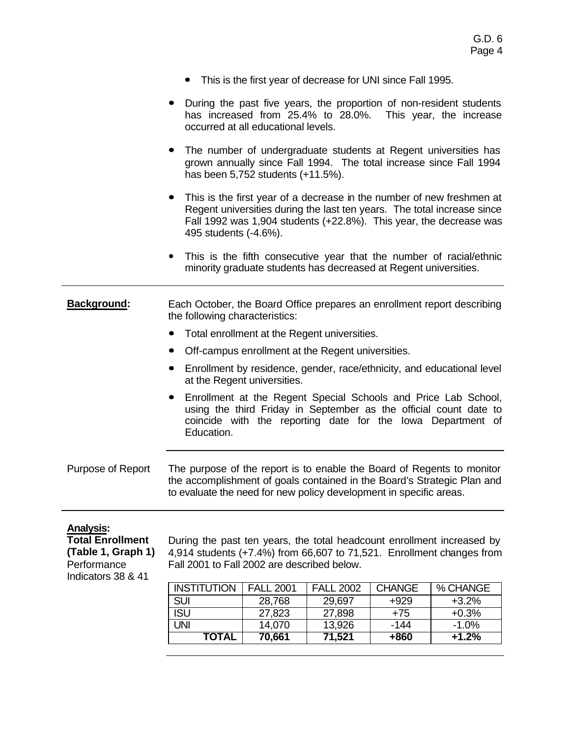- This is the first year of decrease for UNI since Fall 1995.

- During the past five years, the proportion of non-resident students has increased from 25.4% to 28.0%. This year, the increase occurred at all educational levels.

- The number of undergraduate students at Regent universities has grown annually since Fall 1994. The total increase since Fall 1994 has been 5,752 students (+11.5%).

- This is the first year of a decrease in the number of new freshmen at Regent universities during the last ten years. The total increase since Fall 1992 was 1,904 students (+22.8%). This year, the decrease was 495 students (-4.6%).

- This is the fifth consecutive year that the number of racial/ethnic minority graduate students has decreased at Regent universities.

---

**Background:** Each October, the Board Office prepares an enrollment report describing the following characteristics:

- Total enrollment at the Regent universities.
- Off-campus enrollment at the Regent universities.
- Enrollment by residence, gender, race/ethnicity, and educational level at the Regent universities.
- Enrollment at the Regent Special Schools and Price Lab School, using the third Friday in September as the official count date to coincide with the reporting date for the Iowa Department of Education.

---

Purpose of Report: The purpose of the report is to enable the Board of Regents to monitor the accomplishment of goals contained in the Board's Strategic Plan and to evaluate the need for new policy development in specific areas.

---

**Analysis:**

**Total Enrollment (Table 1, Graph 1)** Performance Indicators 38 & 41

During the past ten years, the total headcount enrollment increased by 4,914 students (+7.4%) from 66,607 to 71,521. Enrollment changes from Fall 2001 to Fall 2002 are described below.

| INSTITUTION | FALL 2001 | FALL 2002 | CHANGE | % CHANGE |
|---|---|---|---|---|
| SUI | 28,768 | 29,697 | +929 | +3.2% |
| ISU | 27,823 | 27,898 | +75 | +0.3% |
| UNI | 14,070 | 13,926 | -144 | -1.0% |
| **TOTAL** | **70,661** | **71,521** | **+860** | **+1.2%** |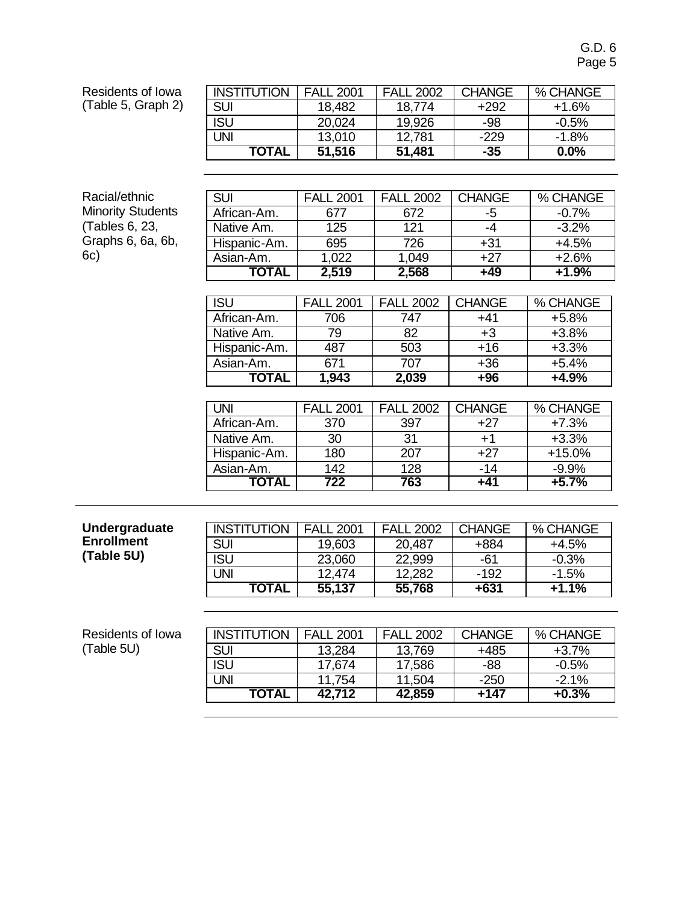Residents of Iowa (Table 5, Graph 2)

| INSTITUTION | FALL 2001 | FALL 2002 | CHANGE | % CHANGE |
|---|---|---|---|---|
| SUI | 18,482 | 18,774 | +292 | +1.6% |
| ISU | 20,024 | 19,926 | -98 | -0.5% |
| UNI | 13,010 | 12,781 | -229 | -1.8% |
| **TOTAL** | **51,516** | **51,481** | **-35** | **0.0%** |

---

Racial/ethnic Minority Students (Tables 6, 23, Graphs 6, 6a, 6b, 6c)

| SUI | FALL 2001 | FALL 2002 | CHANGE | % CHANGE |
|---|---|---|---|---|
| African-Am. | 677 | 672 | -5 | -0.7% |
| Native Am. | 125 | 121 | -4 | -3.2% |
| Hispanic-Am. | 695 | 726 | +31 | +4.5% |
| Asian-Am. | 1,022 | 1,049 | +27 | +2.6% |
| **TOTAL** | **2,519** | **2,568** | **+49** | **+1.9%** |

| ISU | FALL 2001 | FALL 2002 | CHANGE | % CHANGE |
|---|---|---|---|---|
| African-Am. | 706 | 747 | +41 | +5.8% |
| Native Am. | 79 | 82 | +3 | +3.8% |
| Hispanic-Am. | 487 | 503 | +16 | +3.3% |
| Asian-Am. | 671 | 707 | +36 | +5.4% |
| **TOTAL** | **1,943** | **2,039** | **+96** | **+4.9%** |

| UNI | FALL 2001 | FALL 2002 | CHANGE | % CHANGE |
|---|---|---|---|---|
| African-Am. | 370 | 397 | +27 | +7.3% |
| Native Am. | 30 | 31 | +1 | +3.3% |
| Hispanic-Am. | 180 | 207 | +27 | +15.0% |
| Asian-Am. | 142 | 128 | -14 | -9.9% |
| **TOTAL** | **722** | **763** | **+41** | **+5.7%** |

---

**Undergraduate Enrollment (Table 5U)**

| INSTITUTION | FALL 2001 | FALL 2002 | CHANGE | % CHANGE |
|---|---|---|---|---|
| SUI | 19,603 | 20,487 | +884 | +4.5% |
| ISU | 23,060 | 22,999 | -61 | -0.3% |
| UNI | 12,474 | 12,282 | -192 | -1.5% |
| **TOTAL** | **55,137** | **55,768** | **+631** | **+1.1%** |

---

Residents of Iowa (Table 5U)

| INSTITUTION | FALL 2001 | FALL 2002 | CHANGE | % CHANGE |
|---|---|---|---|---|
| SUI | 13,284 | 13,769 | +485 | +3.7% |
| ISU | 17,674 | 17,586 | -88 | -0.5% |
| UNI | 11,754 | 11,504 | -250 | -2.1% |
| **TOTAL** | **42,712** | **42,859** | **+147** | **+0.3%** |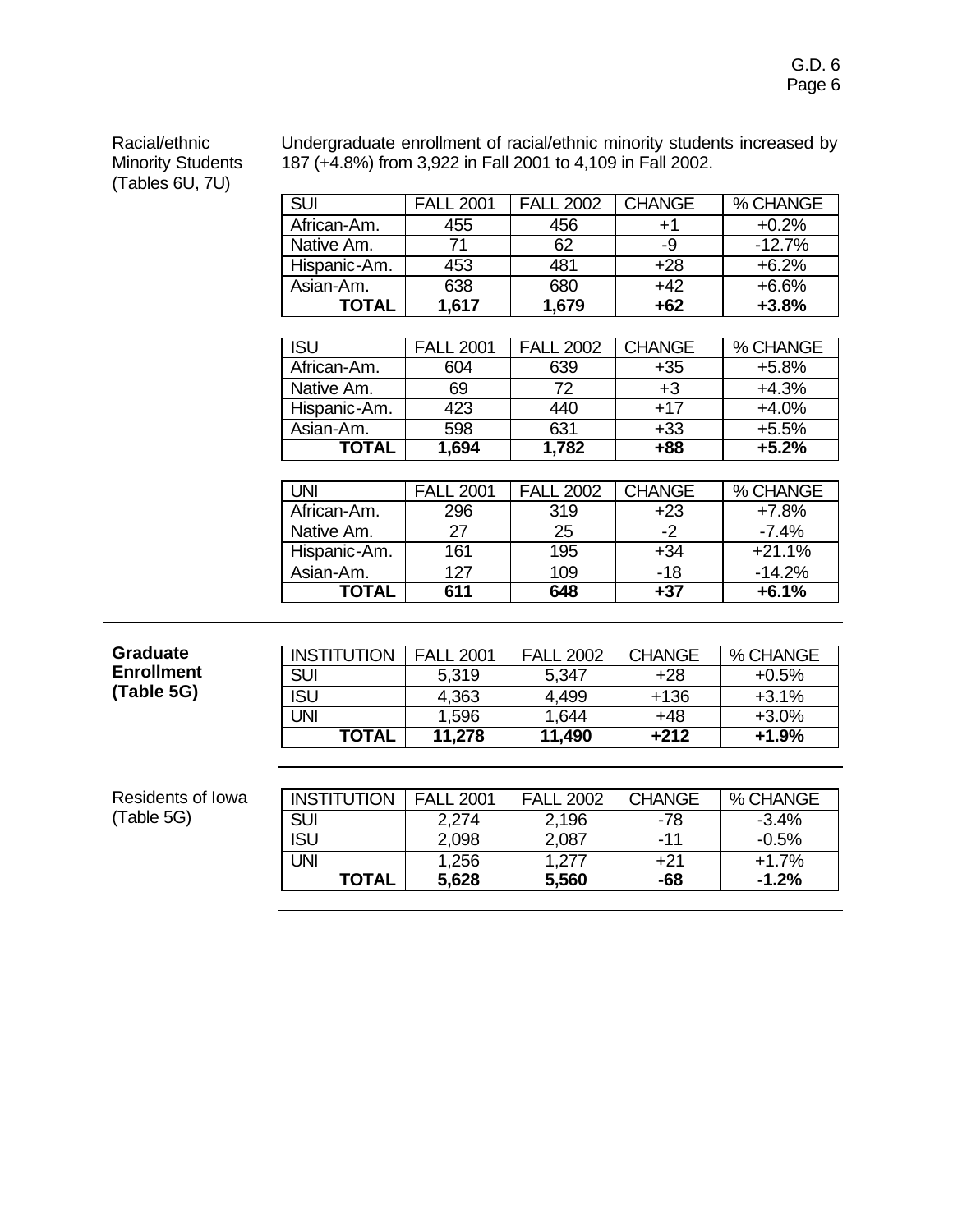Racial/ethnic Minority Students (Tables 6U, 7U)

Undergraduate enrollment of racial/ethnic minority students increased by 187 (+4.8%) from 3,922 in Fall 2001 to 4,109 in Fall 2002.

| SUI | FALL 2001 | FALL 2002 | CHANGE | % CHANGE |
|---|---|---|---|---|
| African-Am. | 455 | 456 | +1 | +0.2% |
| Native Am. | 71 | 62 | -9 | -12.7% |
| Hispanic-Am. | 453 | 481 | +28 | +6.2% |
| Asian-Am. | 638 | 680 | +42 | +6.6% |
| **TOTAL** | **1,617** | **1,679** | **+62** | **+3.8%** |

| ISU | FALL 2001 | FALL 2002 | CHANGE | % CHANGE |
|---|---|---|---|---|
| African-Am. | 604 | 639 | +35 | +5.8% |
| Native Am. | 69 | 72 | +3 | +4.3% |
| Hispanic-Am. | 423 | 440 | +17 | +4.0% |
| Asian-Am. | 598 | 631 | +33 | +5.5% |
| **TOTAL** | **1,694** | **1,782** | **+88** | **+5.2%** |

| UNI | FALL 2001 | FALL 2002 | CHANGE | % CHANGE |
|---|---|---|---|---|
| African-Am. | 296 | 319 | +23 | +7.8% |
| Native Am. | 27 | 25 | -2 | -7.4% |
| Hispanic-Am. | 161 | 195 | +34 | +21.1% |
| Asian-Am. | 127 | 109 | -18 | -14.2% |
| **TOTAL** | **611** | **648** | **+37** | **+6.1%** |

**Graduate Enrollment (Table 5G)**

| INSTITUTION | FALL 2001 | FALL 2002 | CHANGE | % CHANGE |
|---|---|---|---|---|
| SUI | 5,319 | 5,347 | +28 | +0.5% |
| ISU | 4,363 | 4,499 | +136 | +3.1% |
| UNI | 1,596 | 1,644 | +48 | +3.0% |
| **TOTAL** | **11,278** | **11,490** | **+212** | **+1.9%** |

Residents of Iowa (Table 5G)

| INSTITUTION | FALL 2001 | FALL 2002 | CHANGE | % CHANGE |
|---|---|---|---|---|
| SUI | 2,274 | 2,196 | -78 | -3.4% |
| ISU | 2,098 | 2,087 | -11 | -0.5% |
| UNI | 1,256 | 1,277 | +21 | +1.7% |
| **TOTAL** | **5,628** | **5,560** | **-68** | **-1.2%** |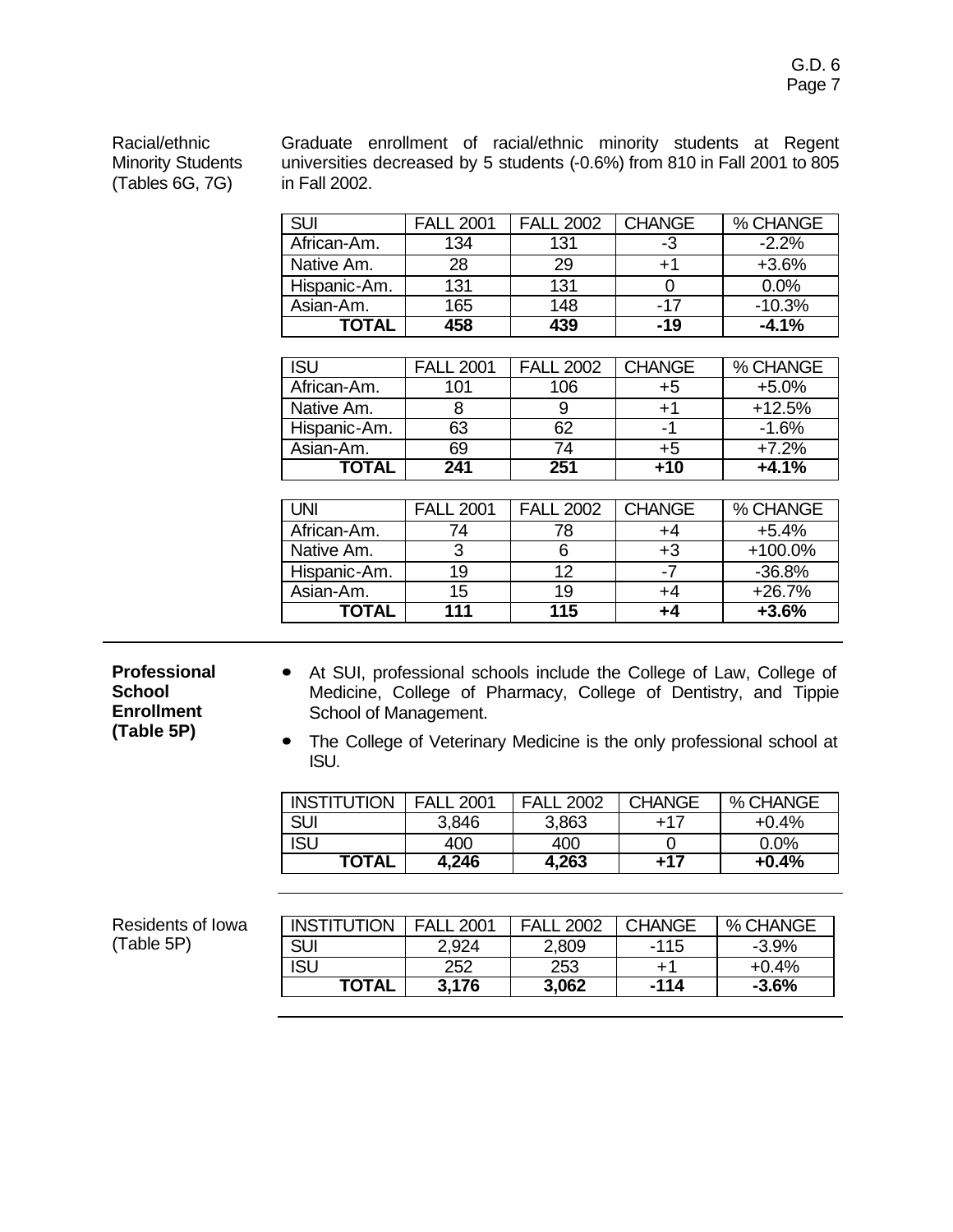**Racial/ethnic Minority Students (Tables 6G, 7G)**

Graduate enrollment of racial/ethnic minority students at Regent universities decreased by 5 students (-0.6%) from 810 in Fall 2001 to 805 in Fall 2002.

| SUI | FALL 2001 | FALL 2002 | CHANGE | % CHANGE |
|---|---|---|---|---|
| African-Am. | 134 | 131 | -3 | -2.2% |
| Native Am. | 28 | 29 | +1 | +3.6% |
| Hispanic-Am. | 131 | 131 | 0 | 0.0% |
| Asian-Am. | 165 | 148 | -17 | -10.3% |
| **TOTAL** | **458** | **439** | **-19** | **-4.1%** |

| ISU | FALL 2001 | FALL 2002 | CHANGE | % CHANGE |
|---|---|---|---|---|
| African-Am. | 101 | 106 | +5 | +5.0% |
| Native Am. | 8 | 9 | +1 | +12.5% |
| Hispanic-Am. | 63 | 62 | -1 | -1.6% |
| Asian-Am. | 69 | 74 | +5 | +7.2% |
| **TOTAL** | **241** | **251** | **+10** | **+4.1%** |

| UNI | FALL 2001 | FALL 2002 | CHANGE | % CHANGE |
|---|---|---|---|---|
| African-Am. | 74 | 78 | +4 | +5.4% |
| Native Am. | 3 | 6 | +3 | +100.0% |
| Hispanic-Am. | 19 | 12 | -7 | -36.8% |
| Asian-Am. | 15 | 19 | +4 | +26.7% |
| **TOTAL** | **111** | **115** | **+4** | **+3.6%** |

---

**Professional School Enrollment (Table 5P)**

- At SUI, professional schools include the College of Law, College of Medicine, College of Pharmacy, College of Dentistry, and Tippie School of Management.
- The College of Veterinary Medicine is the only professional school at ISU.

| INSTITUTION | FALL 2001 | FALL 2002 | CHANGE | % CHANGE |
|---|---|---|---|---|
| SUI | 3,846 | 3,863 | +17 | +0.4% |
| ISU | 400 | 400 | 0 | 0.0% |
| **TOTAL** | **4,246** | **4,263** | **+17** | **+0.4%** |

---

**Residents of Iowa (Table 5P)**

| INSTITUTION | FALL 2001 | FALL 2002 | CHANGE | % CHANGE |
|---|---|---|---|---|
| SUI | 2,924 | 2,809 | -115 | -3.9% |
| ISU | 252 | 253 | +1 | +0.4% |
| **TOTAL** | **3,176** | **3,062** | **-114** | **-3.6%** |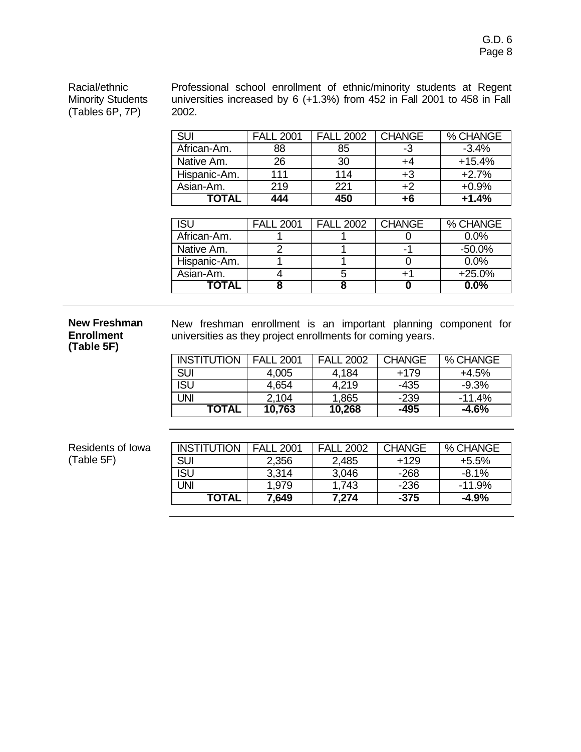Racial/ethnic Minority Students (Tables 6P, 7P)

Professional school enrollment of ethnic/minority students at Regent universities increased by 6 (+1.3%) from 452 in Fall 2001 to 458 in Fall 2002.

| SUI | FALL 2001 | FALL 2002 | CHANGE | % CHANGE |
|---|---|---|---|---|
| African-Am. | 88 | 85 | -3 | -3.4% |
| Native Am. | 26 | 30 | +4 | +15.4% |
| Hispanic-Am. | 111 | 114 | +3 | +2.7% |
| Asian-Am. | 219 | 221 | +2 | +0.9% |
| **TOTAL** | **444** | **450** | **+6** | **+1.4%** |

| ISU | FALL 2001 | FALL 2002 | CHANGE | % CHANGE |
|---|---|---|---|---|
| African-Am. | 1 | 1 | 0 | 0.0% |
| Native Am. | 2 | 1 | -1 | -50.0% |
| Hispanic-Am. | 1 | 1 | 0 | 0.0% |
| Asian-Am. | 4 | 5 | +1 | +25.0% |
| **TOTAL** | **8** | **8** | **0** | **0.0%** |

**New Freshman Enrollment (Table 5F)**

New freshman enrollment is an important planning component for universities as they project enrollments for coming years.

| INSTITUTION | FALL 2001 | FALL 2002 | CHANGE | % CHANGE |
|---|---|---|---|---|
| SUI | 4,005 | 4,184 | +179 | +4.5% |
| ISU | 4,654 | 4,219 | -435 | -9.3% |
| UNI | 2,104 | 1,865 | -239 | -11.4% |
| **TOTAL** | **10,763** | **10,268** | **-495** | **-4.6%** |

Residents of Iowa (Table 5F)

| INSTITUTION | FALL 2001 | FALL 2002 | CHANGE | % CHANGE |
|---|---|---|---|---|
| SUI | 2,356 | 2,485 | +129 | +5.5% |
| ISU | 3,314 | 3,046 | -268 | -8.1% |
| UNI | 1,979 | 1,743 | -236 | -11.9% |
| **TOTAL** | **7,649** | **7,274** | **-375** | **-4.9%** |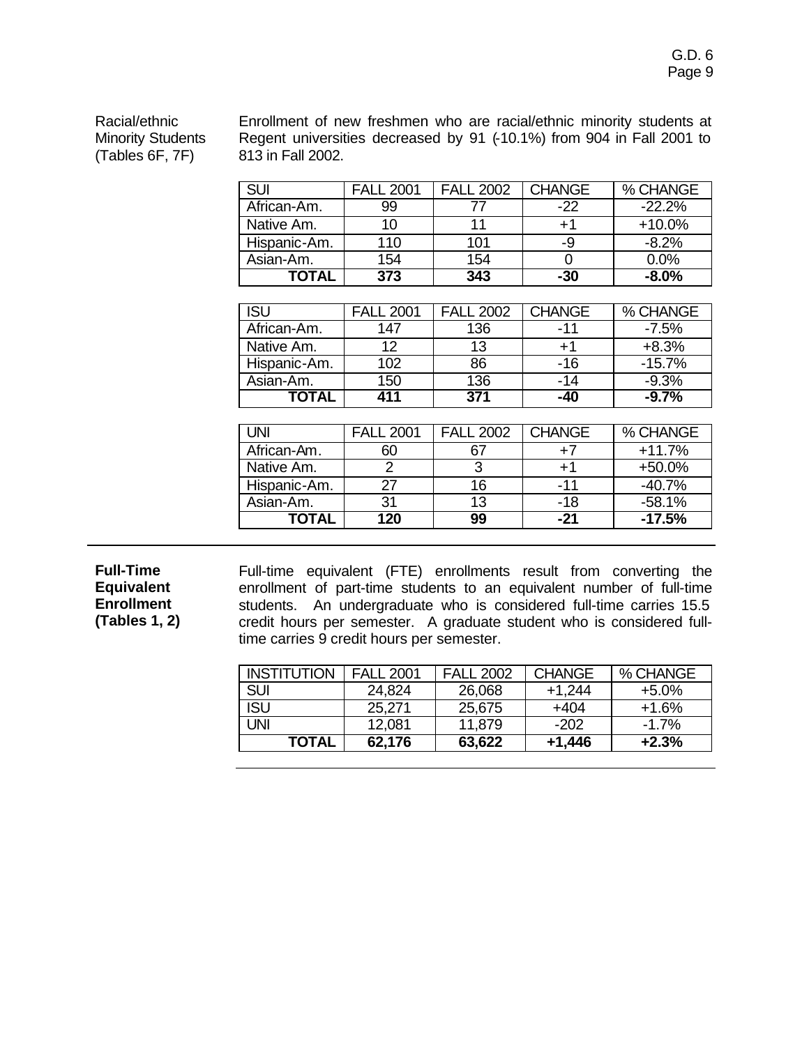Racial/ethnic Minority Students (Tables 6F, 7F)

Enrollment of new freshmen who are racial/ethnic minority students at Regent universities decreased by 91 (-10.1%) from 904 in Fall 2001 to 813 in Fall 2002.

| SUI | FALL 2001 | FALL 2002 | CHANGE | % CHANGE |
|---|---|---|---|---|
| African-Am. | 99 | 77 | -22 | -22.2% |
| Native Am. | 10 | 11 | +1 | +10.0% |
| Hispanic-Am. | 110 | 101 | -9 | -8.2% |
| Asian-Am. | 154 | 154 | 0 | 0.0% |
| **TOTAL** | **373** | **343** | **-30** | **-8.0%** |

| ISU | FALL 2001 | FALL 2002 | CHANGE | % CHANGE |
|---|---|---|---|---|
| African-Am. | 147 | 136 | -11 | -7.5% |
| Native Am. | 12 | 13 | +1 | +8.3% |
| Hispanic-Am. | 102 | 86 | -16 | -15.7% |
| Asian-Am. | 150 | 136 | -14 | -9.3% |
| **TOTAL** | **411** | **371** | **-40** | **-9.7%** |

| UNI | FALL 2001 | FALL 2002 | CHANGE | % CHANGE |
|---|---|---|---|---|
| African-Am. | 60 | 67 | +7 | +11.7% |
| Native Am. | 2 | 3 | +1 | +50.0% |
| Hispanic-Am. | 27 | 16 | -11 | -40.7% |
| Asian-Am. | 31 | 13 | -18 | -58.1% |
| **TOTAL** | **120** | **99** | **-21** | **-17.5%** |

**Full-Time Equivalent Enrollment (Tables 1, 2)**

Full-time equivalent (FTE) enrollments result from converting the enrollment of part-time students to an equivalent number of full-time students. An undergraduate who is considered full-time carries 15.5 credit hours per semester. A graduate student who is considered full-time carries 9 credit hours per semester.

| INSTITUTION | FALL 2001 | FALL 2002 | CHANGE | % CHANGE |
|---|---|---|---|---|
| SUI | 24,824 | 26,068 | +1,244 | +5.0% |
| ISU | 25,271 | 25,675 | +404 | +1.6% |
| UNI | 12,081 | 11,879 | -202 | -1.7% |
| **TOTAL** | **62,176** | **63,622** | **+1,446** | **+2.3%** |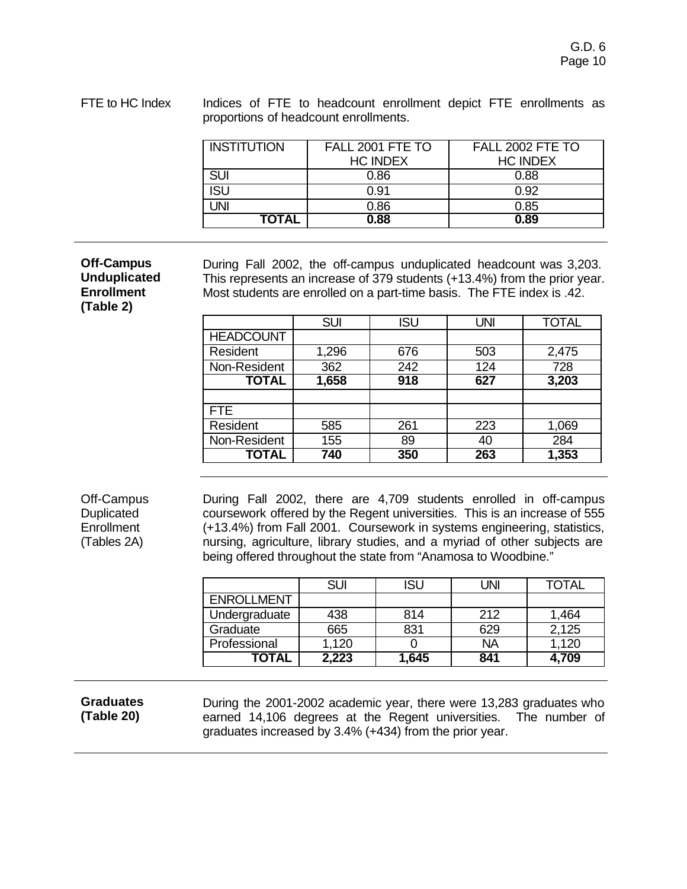FTE to HC Index

Indices of FTE to headcount enrollment depict FTE enrollments as proportions of headcount enrollments.

| INSTITUTION | FALL 2001 FTE TO HC INDEX | FALL 2002 FTE TO HC INDEX |
|---|---|---|
| SUI | 0.86 | 0.88 |
| ISU | 0.91 | 0.92 |
| UNI | 0.86 | 0.85 |
| **TOTAL** | **0.88** | **0.89** |

**Off-Campus Unduplicated Enrollment (Table 2)**

During Fall 2002, the off-campus unduplicated headcount was 3,203. This represents an increase of 379 students (+13.4%) from the prior year. Most students are enrolled on a part-time basis. The FTE index is .42.

| | SUI | ISU | UNI | TOTAL |
|---|---|---|---|---|
| HEADCOUNT | | | | |
| Resident | 1,296 | 676 | 503 | 2,475 |
| Non-Resident | 362 | 242 | 124 | 728 |
| **TOTAL** | **1,658** | **918** | **627** | **3,203** |
| | | | | |
| FTE | | | | |
| Resident | 585 | 261 | 223 | 1,069 |
| Non-Resident | 155 | 89 | 40 | 284 |
| **TOTAL** | **740** | **350** | **263** | **1,353** |

Off-Campus Duplicated Enrollment (Tables 2A)

During Fall 2002, there are 4,709 students enrolled in off-campus coursework offered by the Regent universities. This is an increase of 555 (+13.4%) from Fall 2001. Coursework in systems engineering, statistics, nursing, agriculture, library studies, and a myriad of other subjects are being offered throughout the state from "Anamosa to Woodbine."

| | SUI | ISU | UNI | TOTAL |
|---|---|---|---|---|
| ENROLLMENT | | | | |
| Undergraduate | 438 | 814 | 212 | 1,464 |
| Graduate | 665 | 831 | 629 | 2,125 |
| Professional | 1,120 | 0 | NA | 1,120 |
| **TOTAL** | **2,223** | **1,645** | **841** | **4,709** |

**Graduates (Table 20)**

During the 2001-2002 academic year, there were 13,283 graduates who earned 14,106 degrees at the Regent universities. The number of graduates increased by 3.4% (+434) from the prior year.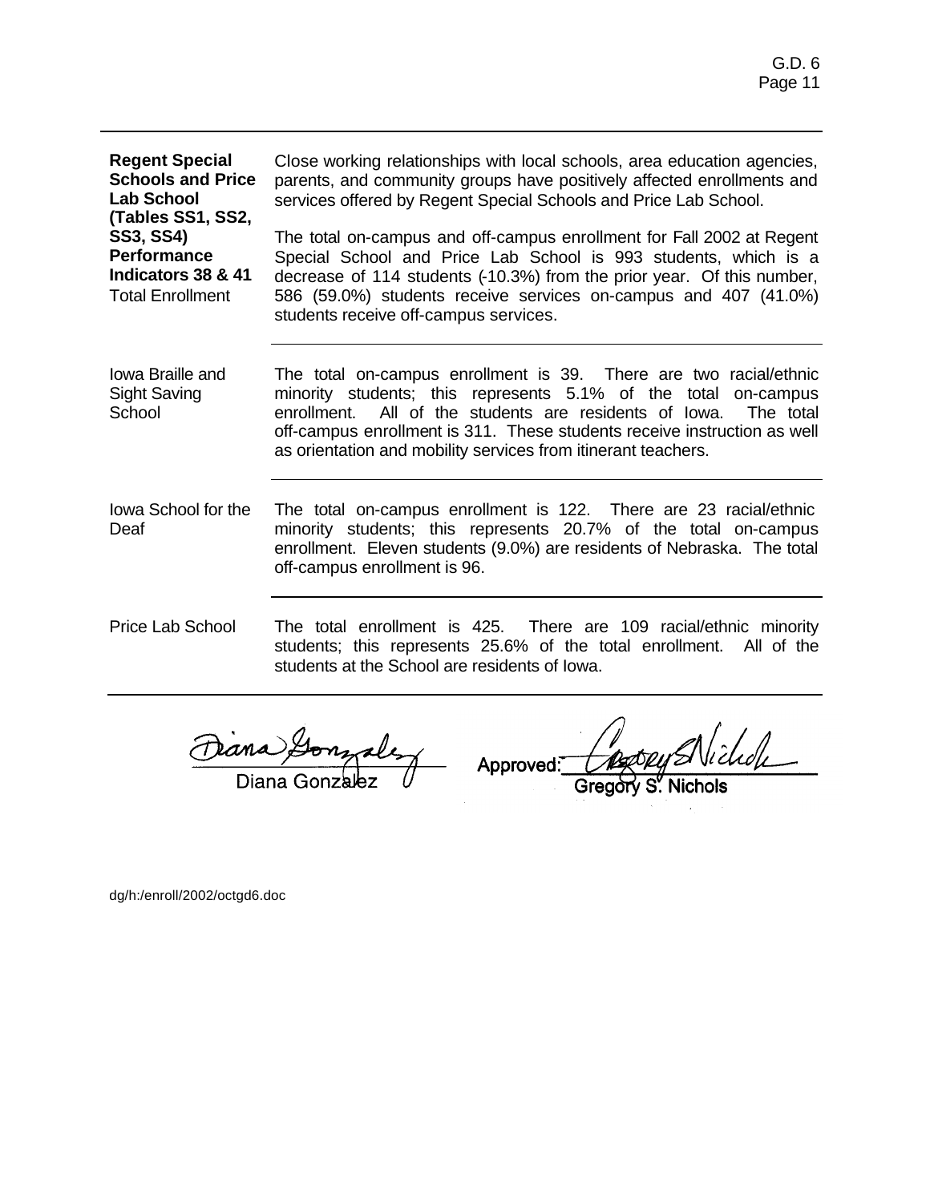| | |
|---|---|
| **Regent Special Schools and Price Lab School (Tables SS1, SS2, SS3, SS4) Performance Indicators 38 & 41** Total Enrollment | Close working relationships with local schools, area education agencies, parents, and community groups have positively affected enrollments and services offered by Regent Special Schools and Price Lab School.<br><br>The total on-campus and off-campus enrollment for Fall 2002 at Regent Special School and Price Lab School is 993 students, which is a decrease of 114 students (-10.3%) from the prior year. Of this number, 586 (59.0%) students receive services on-campus and 407 (41.0%) students receive off-campus services. |
| Iowa Braille and Sight Saving School | The total on-campus enrollment is 39. There are two racial/ethnic minority students; this represents 5.1% of the total on-campus enrollment. All of the students are residents of Iowa. The total off-campus enrollment is 311. These students receive instruction as well as orientation and mobility services from itinerant teachers. |
| Iowa School for the Deaf | The total on-campus enrollment is 122. There are 23 racial/ethnic minority students; this represents 20.7% of the total on-campus enrollment. Eleven students (9.0%) are residents of Nebraska. The total off-campus enrollment is 96. |
| Price Lab School | The total enrollment is 425. There are 109 racial/ethnic minority students; this represents 25.6% of the total enrollment. All of the students at the School are residents of Iowa. |

Diana Gonzalez

Approved: Gregory S. Nichols

dg/h:/enroll/2002/octgd6.doc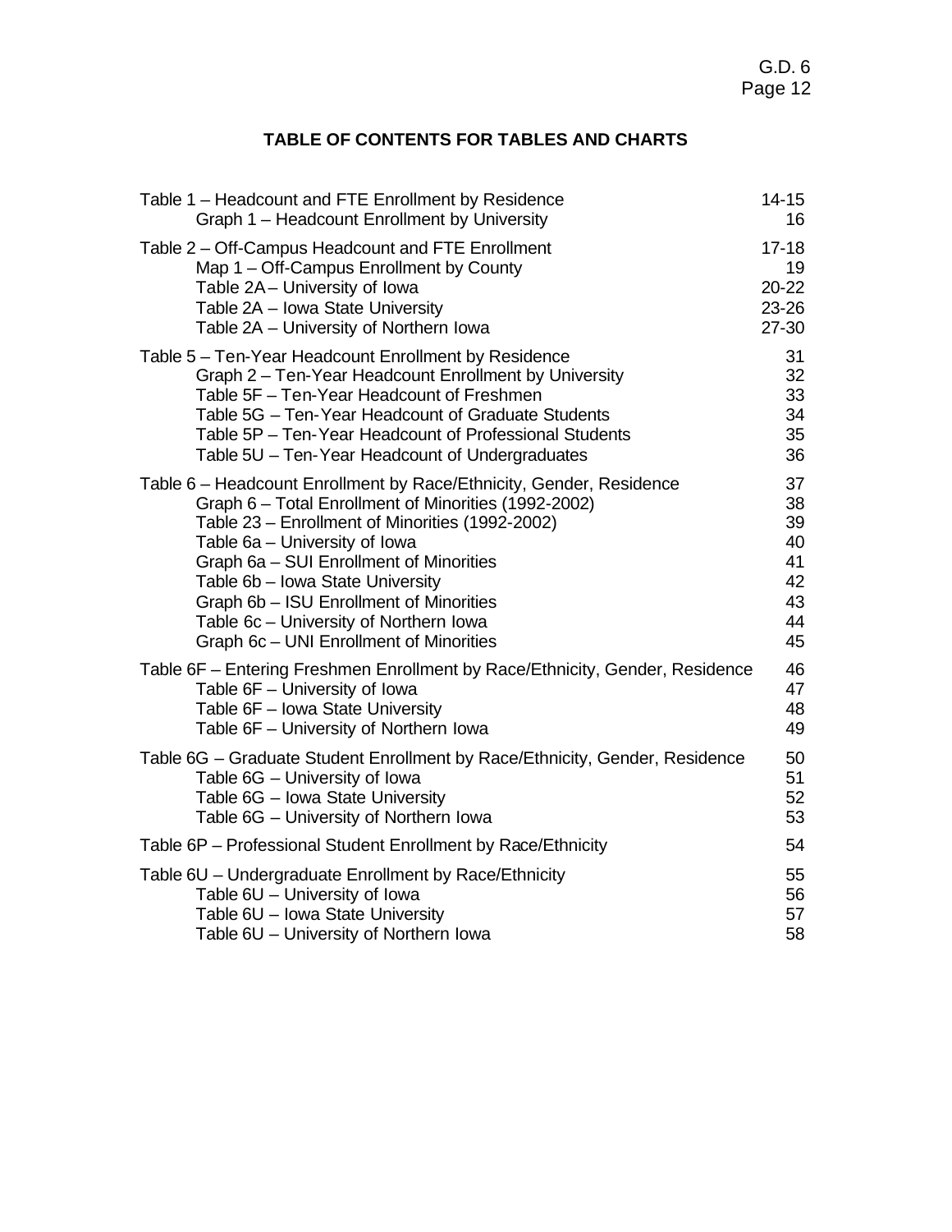## TABLE OF CONTENTS FOR TABLES AND CHARTS

| | |
|---|---|
| Table 1 – Headcount and FTE Enrollment by Residence | 14-15 |
| Graph 1 – Headcount Enrollment by University | 16 |
| Table 2 – Off-Campus Headcount and FTE Enrollment | 17-18 |
| Map 1 – Off-Campus Enrollment by County | 19 |
| Table 2A – University of Iowa | 20-22 |
| Table 2A – Iowa State University | 23-26 |
| Table 2A – University of Northern Iowa | 27-30 |
| Table 5 – Ten-Year Headcount Enrollment by Residence | 31 |
| Graph 2 – Ten-Year Headcount Enrollment by University | 32 |
| Table 5F – Ten-Year Headcount of Freshmen | 33 |
| Table 5G – Ten-Year Headcount of Graduate Students | 34 |
| Table 5P – Ten-Year Headcount of Professional Students | 35 |
| Table 5U – Ten-Year Headcount of Undergraduates | 36 |
| Table 6 – Headcount Enrollment by Race/Ethnicity, Gender, Residence | 37 |
| Graph 6 – Total Enrollment of Minorities (1992-2002) | 38 |
| Table 23 – Enrollment of Minorities (1992-2002) | 39 |
| Table 6a – University of Iowa | 40 |
| Graph 6a – SUI Enrollment of Minorities | 41 |
| Table 6b – Iowa State University | 42 |
| Graph 6b – ISU Enrollment of Minorities | 43 |
| Table 6c – University of Northern Iowa | 44 |
| Graph 6c – UNI Enrollment of Minorities | 45 |
| Table 6F – Entering Freshmen Enrollment by Race/Ethnicity, Gender, Residence | 46 |
| Table 6F – University of Iowa | 47 |
| Table 6F – Iowa State University | 48 |
| Table 6F – University of Northern Iowa | 49 |
| Table 6G – Graduate Student Enrollment by Race/Ethnicity, Gender, Residence | 50 |
| Table 6G – University of Iowa | 51 |
| Table 6G – Iowa State University | 52 |
| Table 6G – University of Northern Iowa | 53 |
| Table 6P – Professional Student Enrollment by Race/Ethnicity | 54 |
| Table 6U – Undergraduate Enrollment by Race/Ethnicity | 55 |
| Table 6U – University of Iowa | 56 |
| Table 6U – Iowa State University | 57 |
| Table 6U – University of Northern Iowa | 58 |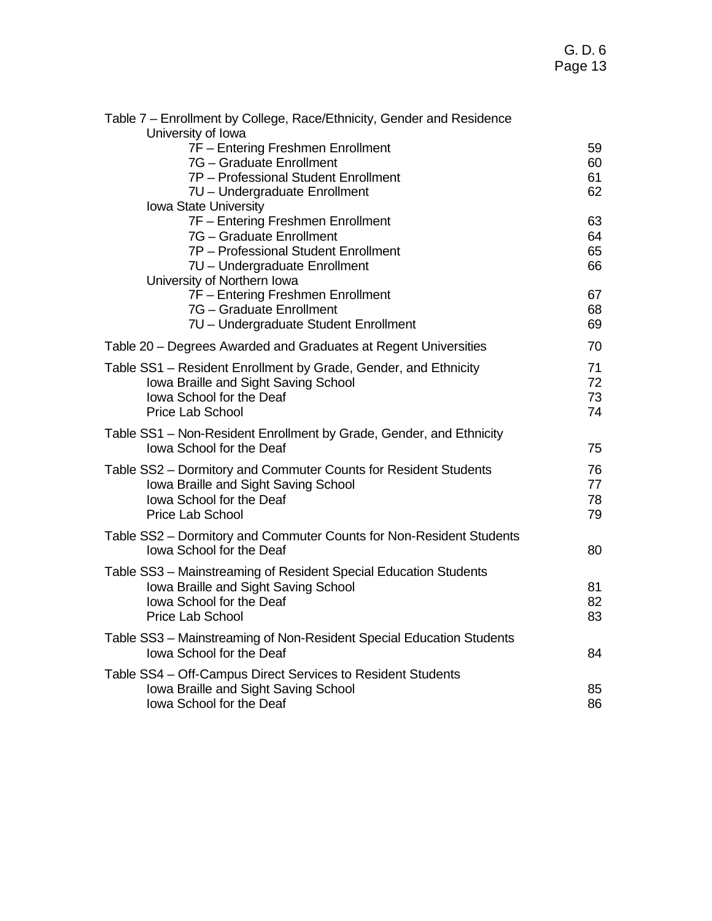| | |
|---|---|
| Table 7 – Enrollment by College, Race/Ethnicity, Gender and Residence | |
| University of Iowa | |
| 7F – Entering Freshmen Enrollment | 59 |
| 7G – Graduate Enrollment | 60 |
| 7P – Professional Student Enrollment | 61 |
| 7U – Undergraduate Enrollment | 62 |
| Iowa State University | |
| 7F – Entering Freshmen Enrollment | 63 |
| 7G – Graduate Enrollment | 64 |
| 7P – Professional Student Enrollment | 65 |
| 7U – Undergraduate Enrollment | 66 |
| University of Northern Iowa | |
| 7F – Entering Freshmen Enrollment | 67 |
| 7G – Graduate Enrollment | 68 |
| 7U – Undergraduate Student Enrollment | 69 |
| Table 20 – Degrees Awarded and Graduates at Regent Universities | 70 |
| Table SS1 – Resident Enrollment by Grade, Gender, and Ethnicity | 71 |
| Iowa Braille and Sight Saving School | 72 |
| Iowa School for the Deaf | 73 |
| Price Lab School | 74 |
| Table SS1 – Non-Resident Enrollment by Grade, Gender, and Ethnicity | |
| Iowa School for the Deaf | 75 |
| Table SS2 – Dormitory and Commuter Counts for Resident Students | 76 |
| Iowa Braille and Sight Saving School | 77 |
| Iowa School for the Deaf | 78 |
| Price Lab School | 79 |
| Table SS2 – Dormitory and Commuter Counts for Non-Resident Students | |
| Iowa School for the Deaf | 80 |
| Table SS3 – Mainstreaming of Resident Special Education Students | |
| Iowa Braille and Sight Saving School | 81 |
| Iowa School for the Deaf | 82 |
| Price Lab School | 83 |
| Table SS3 – Mainstreaming of Non-Resident Special Education Students | |
| Iowa School for the Deaf | 84 |
| Table SS4 – Off-Campus Direct Services to Resident Students | |
| Iowa Braille and Sight Saving School | 85 |
| Iowa School for the Deaf | 86 |